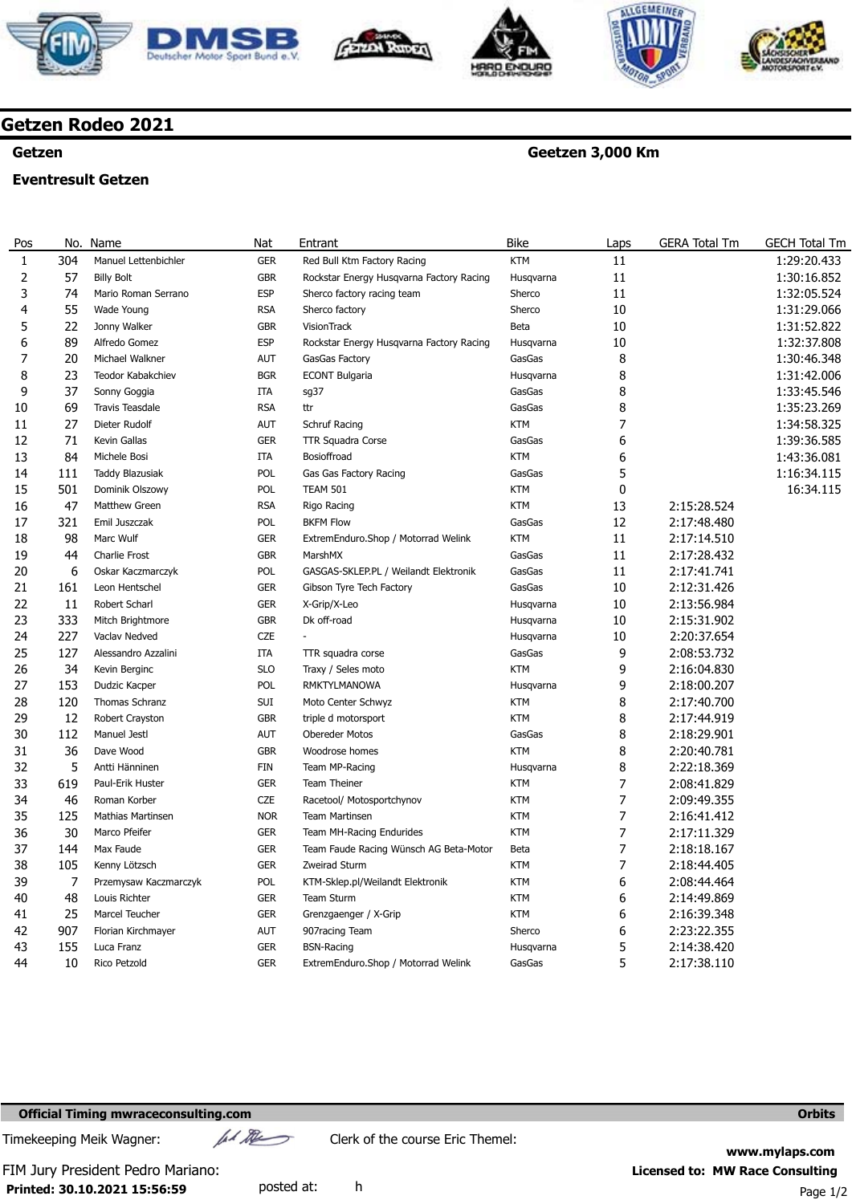# Getzen Rodeo 2021

**Getzen** **Geetzen 3,000 Km**

**Eventresult Getzen**

| Pos | No. | Name | Nat | Entrant | Bike | Laps | GERA Total Tm | GECH Total Tm |
|---|---|---|---|---|---|---|---|---|
| 1 | 304 | Manuel Lettenbichler | GER | Red Bull Ktm Factory Racing | KTM | 11 | | 1:29:20.433 |
| 2 | 57 | Billy Bolt | GBR | Rockstar Energy Husqvarna Factory Racing | Husqvarna | 11 | | 1:30:16.852 |
| 3 | 74 | Mario Roman Serrano | ESP | Sherco factory racing team | Sherco | 11 | | 1:32:05.524 |
| 4 | 55 | Wade Young | RSA | Sherco factory | Sherco | 10 | | 1:31:29.066 |
| 5 | 22 | Jonny Walker | GBR | VisionTrack | Beta | 10 | | 1:31:52.822 |
| 6 | 89 | Alfredo Gomez | ESP | Rockstar Energy Husqvarna Factory Racing | Husqvarna | 10 | | 1:32:37.808 |
| 7 | 20 | Michael Walkner | AUT | GasGas Factory | GasGas | 8 | | 1:30:46.348 |
| 8 | 23 | Teodor Kabakchiev | BGR | ECONT Bulgaria | Husqvarna | 8 | | 1:31:42.006 |
| 9 | 37 | Sonny Goggia | ITA | sg37 | GasGas | 8 | | 1:33:45.546 |
| 10 | 69 | Travis Teasdale | RSA | ttr | GasGas | 8 | | 1:35:23.269 |
| 11 | 27 | Dieter Rudolf | AUT | Schruf Racing | KTM | 7 | | 1:34:58.325 |
| 12 | 71 | Kevin Gallas | GER | TTR Squadra Corse | GasGas | 6 | | 1:39:36.585 |
| 13 | 84 | Michele Bosi | ITA | Bosioffroad | KTM | 6 | | 1:43:36.081 |
| 14 | 111 | Taddy Blazusiak | POL | Gas Gas Factory Racing | GasGas | 5 | | 1:16:34.115 |
| 15 | 501 | Dominik Olszowy | POL | TEAM 501 | KTM | 0 | | 16:34.115 |
| 16 | 47 | Matthew Green | RSA | Rigo Racing | KTM | 13 | 2:15:28.524 | |
| 17 | 321 | Emil Juszczak | POL | BKFM Flow | GasGas | 12 | 2:17:48.480 | |
| 18 | 98 | Marc Wulf | GER | ExtremEnduro.Shop / Motorrad Welink | KTM | 11 | 2:17:14.510 | |
| 19 | 44 | Charlie Frost | GBR | MarshMX | GasGas | 11 | 2:17:28.432 | |
| 20 | 6 | Oskar Kaczmarczyk | POL | GASGAS-SKLEP.PL / Weilandt Elektronik | GasGas | 11 | 2:17:41.741 | |
| 21 | 161 | Leon Hentschel | GER | Gibson Tyre Tech Factory | GasGas | 10 | 2:12:31.426 | |
| 22 | 11 | Robert Scharl | GER | X-Grip/X-Leo | Husqvarna | 10 | 2:13:56.984 | |
| 23 | 333 | Mitch Brightmore | GBR | Dk off-road | Husqvarna | 10 | 2:15:31.902 | |
| 24 | 227 | Vaclav Nedved | CZE | - | Husqvarna | 10 | 2:20:37.654 | |
| 25 | 127 | Alessandro Azzalini | ITA | TTR squadra corse | GasGas | 9 | 2:08:53.732 | |
| 26 | 34 | Kevin Berginc | SLO | Traxy / Seles moto | KTM | 9 | 2:16:04.830 | |
| 27 | 153 | Dudzic Kacper | POL | RMKTYLMANOWA | Husqvarna | 9 | 2:18:00.207 | |
| 28 | 120 | Thomas Schranz | SUI | Moto Center Schwyz | KTM | 8 | 2:17:40.700 | |
| 29 | 12 | Robert Crayston | GBR | triple d motorsport | KTM | 8 | 2:17:44.919 | |
| 30 | 112 | Manuel Jestl | AUT | Obereder Motos | GasGas | 8 | 2:18:29.901 | |
| 31 | 36 | Dave Wood | GBR | Woodrose homes | KTM | 8 | 2:20:40.781 | |
| 32 | 5 | Antti Hänninen | FIN | Team MP-Racing | Husqvarna | 8 | 2:22:18.369 | |
| 33 | 619 | Paul-Erik Huster | GER | Team Theiner | KTM | 7 | 2:08:41.829 | |
| 34 | 46 | Roman Korber | CZE | Racetool/ Motosportchynov | KTM | 7 | 2:09:49.355 | |
| 35 | 125 | Mathias Martinsen | NOR | Team Martinsen | KTM | 7 | 2:16:41.412 | |
| 36 | 30 | Marco Pfeifer | GER | Team MH-Racing Endurides | KTM | 7 | 2:17:11.329 | |
| 37 | 144 | Max Faude | GER | Team Faude Racing Wünsch AG Beta-Motor | Beta | 7 | 2:18:18.167 | |
| 38 | 105 | Kenny Lötzsch | GER | Zweirad Sturm | KTM | 7 | 2:18:44.405 | |
| 39 | 7 | Przemysaw Kaczmarczyk | POL | KTM-Sklep.pl/Weilandt Elektronik | KTM | 6 | 2:08:44.464 | |
| 40 | 48 | Louis Richter | GER | Team Sturm | KTM | 6 | 2:14:49.869 | |
| 41 | 25 | Marcel Teucher | GER | Grenzgaenger / X-Grip | KTM | 6 | 2:16:39.348 | |
| 42 | 907 | Florian Kirchmayer | AUT | 907racing Team | Sherco | 6 | 2:23:22.355 | |
| 43 | 155 | Luca Franz | GER | BSN-Racing | Husqvarna | 5 | 2:14:38.420 | |
| 44 | 10 | Rico Petzold | GER | ExtremEnduro.Shop / Motorrad Welink | GasGas | 5 | 2:17:38.110 | |

**Official Timing mwraceconsulting.com** **Orbits**

Timekeeping Meik Wagner: Clerk of the course Eric Themel:

FIM Jury President Pedro Mariano:

**www.mylaps.com**

**Licensed to: MW Race Consulting**

**Printed: 30.10.2021 15:56:59** posted at: h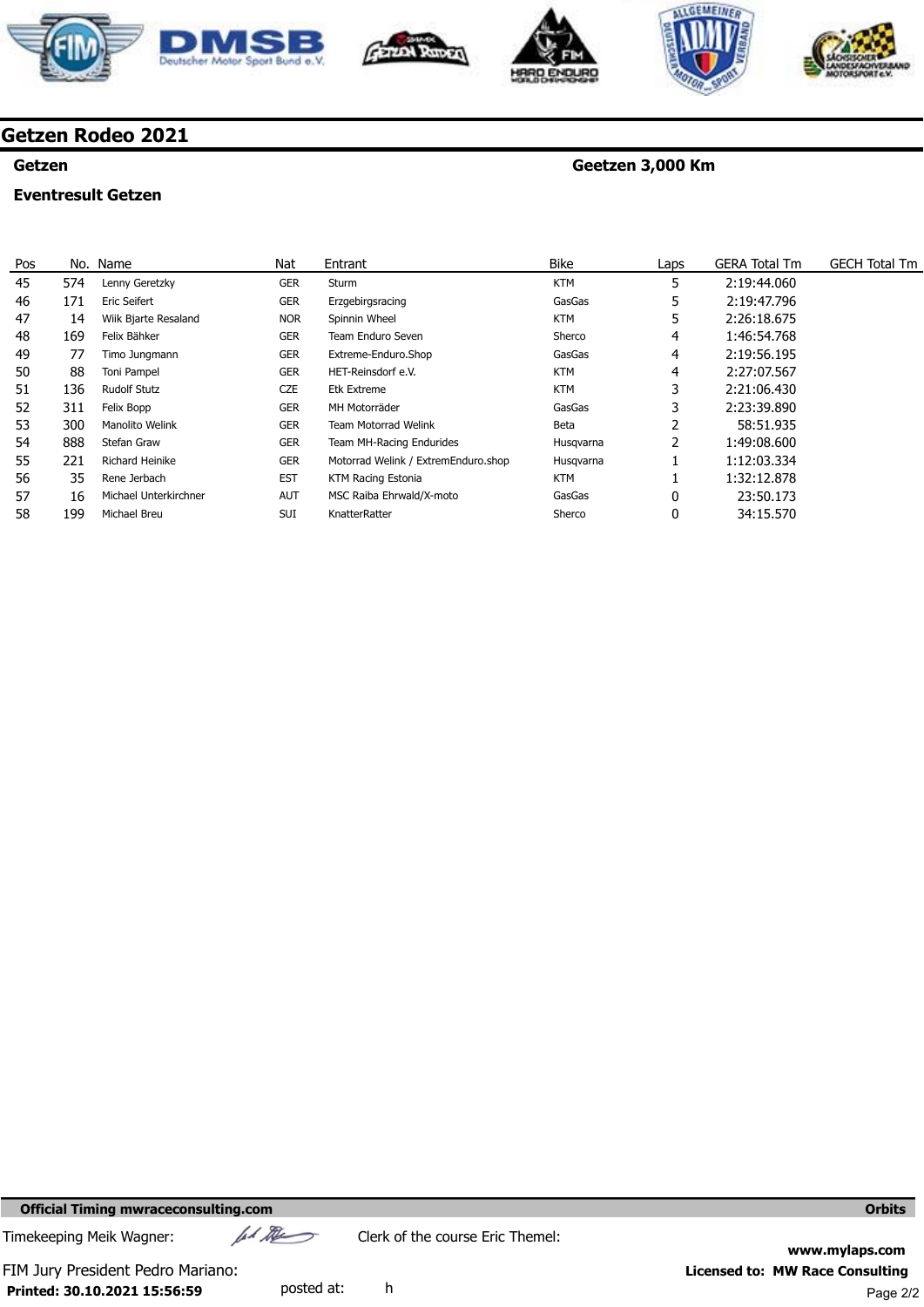## Getzen Rodeo 2021

**Getzen** **Geetzen 3,000 Km**

**Eventresult Getzen**

| Pos | No. | Name | Nat | Entrant | Bike | Laps | GERA Total Tm | GECH Total Tm |
|---|---|---|---|---|---|---|---|---|
| 45 | 574 | Lenny Geretzky | GER | Sturm | KTM | 5 | 2:19:44.060 | |
| 46 | 171 | Eric Seifert | GER | Erzgebirgsracing | GasGas | 5 | 2:19:47.796 | |
| 47 | 14 | Wiik Bjarte Resaland | NOR | Spinnin Wheel | KTM | 5 | 2:26:18.675 | |
| 48 | 169 | Felix Bähker | GER | Team Enduro Seven | Sherco | 4 | 1:46:54.768 | |
| 49 | 77 | Timo Jungmann | GER | Extreme-Enduro.Shop | GasGas | 4 | 2:19:56.195 | |
| 50 | 88 | Toni Pampel | GER | HET-Reinsdorf e.V. | KTM | 4 | 2:27:07.567 | |
| 51 | 136 | Rudolf Stutz | CZE | Etk Extreme | KTM | 3 | 2:21:06.430 | |
| 52 | 311 | Felix Bopp | GER | MH Motorräder | GasGas | 3 | 2:23:39.890 | |
| 53 | 300 | Manolito Welink | GER | Team Motorrad Welink | Beta | 2 | 58:51.935 | |
| 54 | 888 | Stefan Graw | GER | Team MH-Racing Endurides | Husqvarna | 2 | 1:49:08.600 | |
| 55 | 221 | Richard Heinike | GER | Motorrad Welink / ExtremEnduro.shop | Husqvarna | 1 | 1:12:03.334 | |
| 56 | 35 | Rene Jerbach | EST | KTM Racing Estonia | KTM | 1 | 1:32:12.878 | |
| 57 | 16 | Michael Unterkirchner | AUT | MSC Raiba Ehrwald/X-moto | GasGas | 0 | 23:50.173 | |
| 58 | 199 | Michael Breu | SUI | KnatterRatter | Sherco | 0 | 34:15.570 | |

**Official Timing mwraceconsulting.com** **Orbits**

Timekeeping Meik Wagner: Clerk of the course Eric Themel:

**www.mylaps.com**

FIM Jury President Pedro Mariano: **Licensed to: MW Race Consulting**

**Printed: 30.10.2021 15:56:59** posted at: h